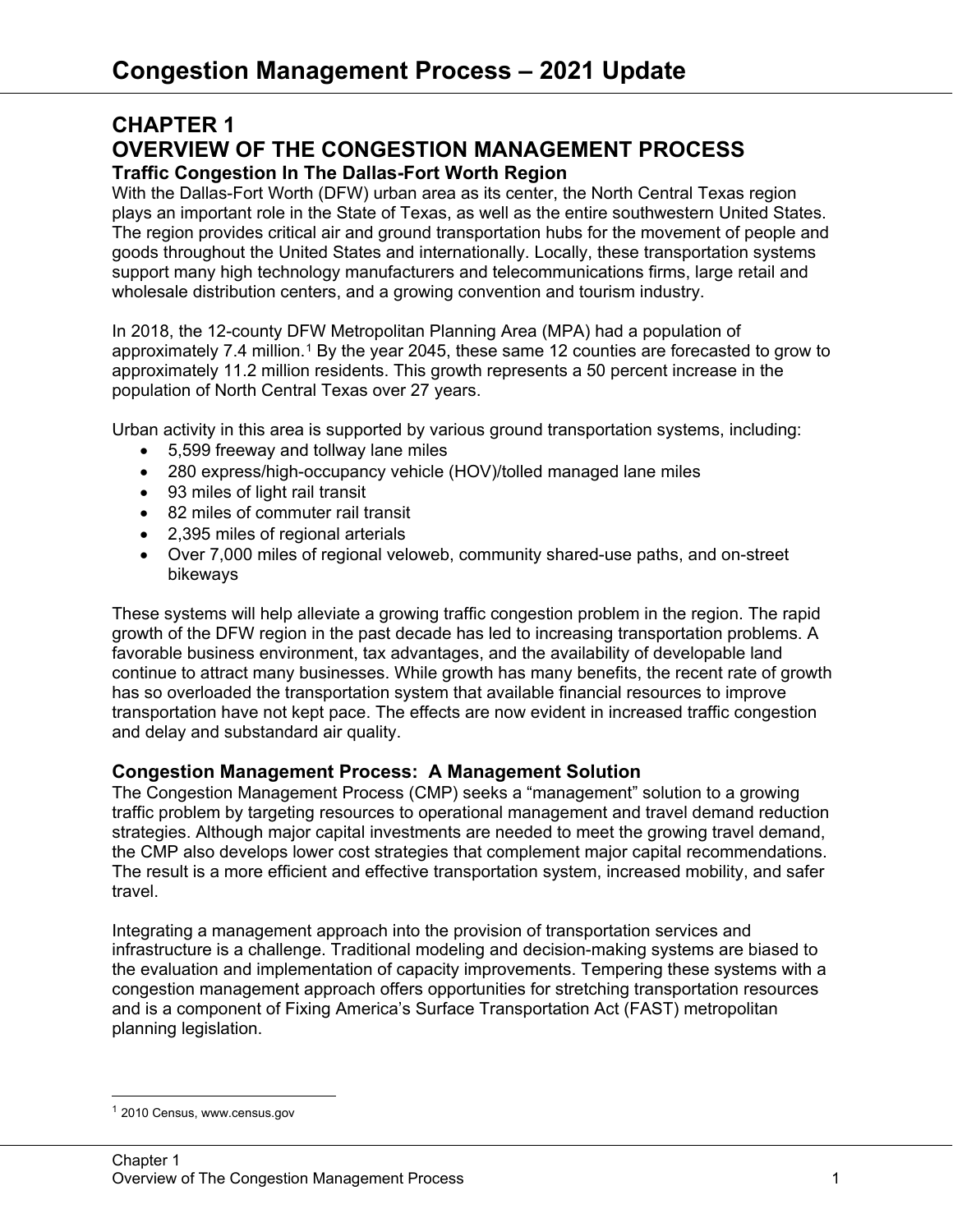# CHAPTER 1
# OVERVIEW OF THE CONGESTION MANAGEMENT PROCESS

### Traffic Congestion In The Dallas-Fort Worth Region

With the Dallas-Fort Worth (DFW) urban area as its center, the North Central Texas region plays an important role in the State of Texas, as well as the entire southwestern United States. The region provides critical air and ground transportation hubs for the movement of people and goods throughout the United States and internationally. Locally, these transportation systems support many high technology manufacturers and telecommunications firms, large retail and wholesale distribution centers, and a growing convention and tourism industry.

In 2018, the 12-county DFW Metropolitan Planning Area (MPA) had a population of approximately 7.4 million.[1] By the year 2045, these same 12 counties are forecasted to grow to approximately 11.2 million residents. This growth represents a 50 percent increase in the population of North Central Texas over 27 years.

Urban activity in this area is supported by various ground transportation systems, including:

- 5,599 freeway and tollway lane miles
- 280 express/high-occupancy vehicle (HOV)/tolled managed lane miles
- 93 miles of light rail transit
- 82 miles of commuter rail transit
- 2,395 miles of regional arterials
- Over 7,000 miles of regional veloweb, community shared-use paths, and on-street bikeways

These systems will help alleviate a growing traffic congestion problem in the region. The rapid growth of the DFW region in the past decade has led to increasing transportation problems. A favorable business environment, tax advantages, and the availability of developable land continue to attract many businesses. While growth has many benefits, the recent rate of growth has so overloaded the transportation system that available financial resources to improve transportation have not kept pace. The effects are now evident in increased traffic congestion and delay and substandard air quality.

### Congestion Management Process: A Management Solution

The Congestion Management Process (CMP) seeks a "management" solution to a growing traffic problem by targeting resources to operational management and travel demand reduction strategies. Although major capital investments are needed to meet the growing travel demand, the CMP also develops lower cost strategies that complement major capital recommendations. The result is a more efficient and effective transportation system, increased mobility, and safer travel.

Integrating a management approach into the provision of transportation services and infrastructure is a challenge. Traditional modeling and decision-making systems are biased to the evaluation and implementation of capacity improvements. Tempering these systems with a congestion management approach offers opportunities for stretching transportation resources and is a component of Fixing America's Surface Transportation Act (FAST) metropolitan planning legislation.

---

[1] 2010 Census, www.census.gov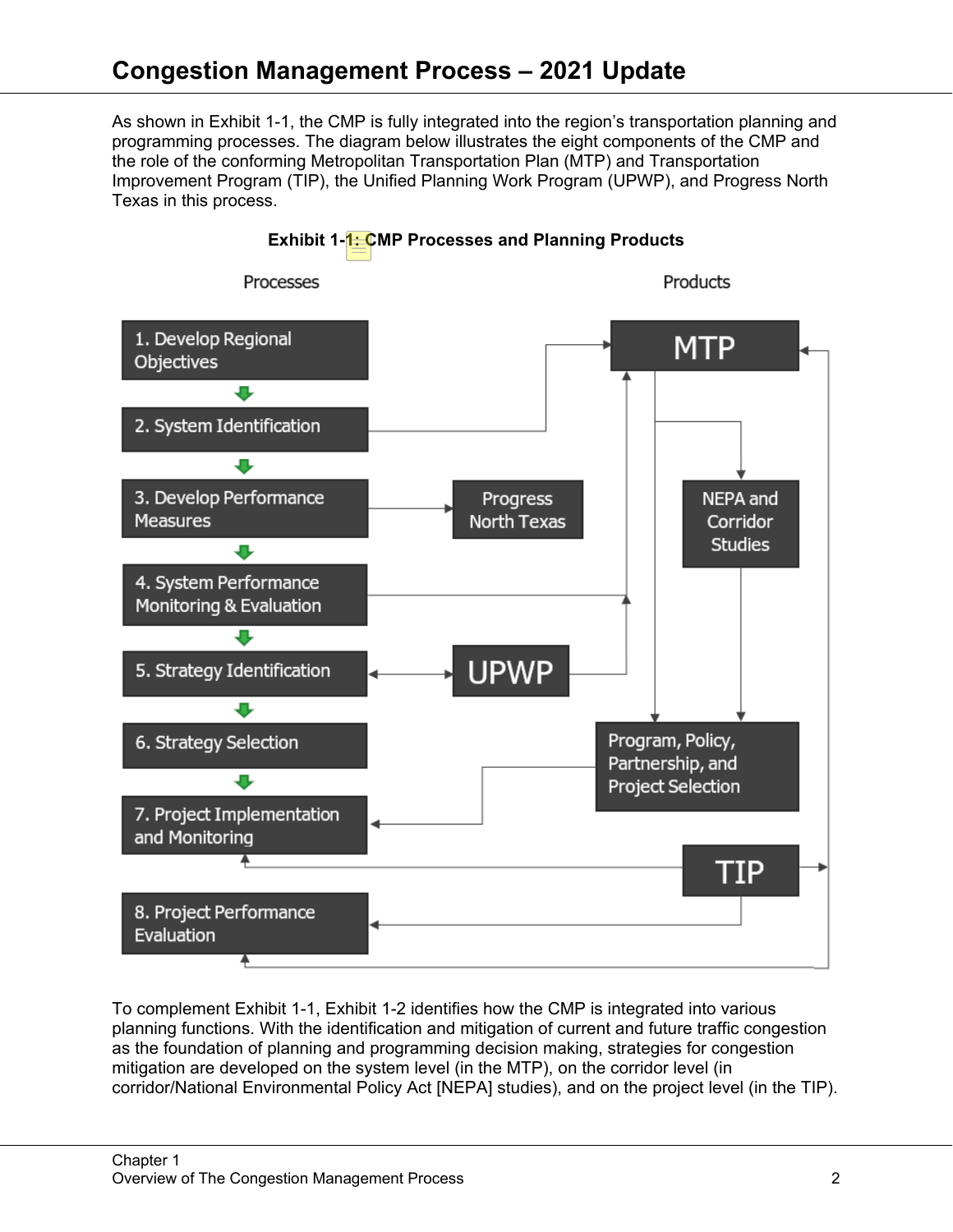As shown in Exhibit 1-1, the CMP is fully integrated into the region's transportation planning and programming processes. The diagram below illustrates the eight components of the CMP and the role of the conforming Metropolitan Transportation Plan (MTP) and Transportation Improvement Program (TIP), the Unified Planning Work Program (UPWP), and Progress North Texas in this process.

**Exhibit 1-1: CMP Processes and Planning Products**

Processes

1. Develop Regional Objectives
2. System Identification
3. Develop Performance Measures
4. System Performance Monitoring & Evaluation
5. Strategy Identification
6. Strategy Selection
7. Project Implementation and Monitoring
8. Project Performance Evaluation

Products

- MTP
- Progress North Texas
- NEPA and Corridor Studies
- UPWP
- Program, Policy, Partnership, and Project Selection
- TIP

To complement Exhibit 1-1, Exhibit 1-2 identifies how the CMP is integrated into various planning functions. With the identification and mitigation of current and future traffic congestion as the foundation of planning and programming decision making, strategies for congestion mitigation are developed on the system level (in the MTP), on the corridor level (in corridor/National Environmental Policy Act [NEPA] studies), and on the project level (in the TIP).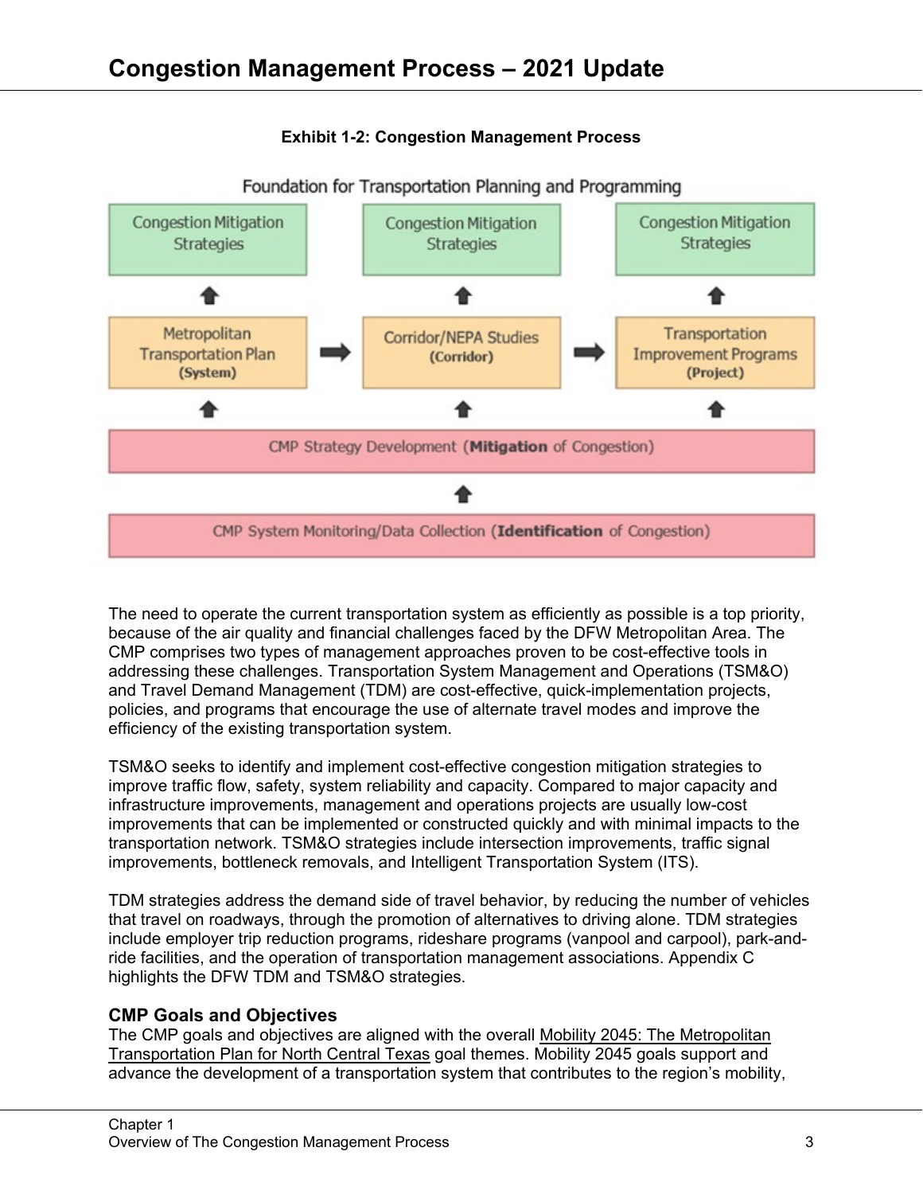**Exhibit 1-2: Congestion Management Process**

Foundation for Transportation Planning and Programming

| Congestion Mitigation Strategies | | Congestion Mitigation Strategies | | Congestion Mitigation Strategies |
| --- | --- | --- | --- | --- |
| ⬆ | | ⬆ | | ⬆ |
| Metropolitan Transportation Plan **(System)** | ➡ | Corridor/NEPA Studies **(Corridor)** | ➡ | Transportation Improvement Programs **(Project)** |
| ⬆ | | ⬆ | | ⬆ |

CMP Strategy Development (**Mitigation** of Congestion)

⬆

CMP System Monitoring/Data Collection (**Identification** of Congestion)

The need to operate the current transportation system as efficiently as possible is a top priority, because of the air quality and financial challenges faced by the DFW Metropolitan Area. The CMP comprises two types of management approaches proven to be cost-effective tools in addressing these challenges. Transportation System Management and Operations (TSM&O) and Travel Demand Management (TDM) are cost-effective, quick-implementation projects, policies, and programs that encourage the use of alternate travel modes and improve the efficiency of the existing transportation system.

TSM&O seeks to identify and implement cost-effective congestion mitigation strategies to improve traffic flow, safety, system reliability and capacity. Compared to major capacity and infrastructure improvements, management and operations projects are usually low-cost improvements that can be implemented or constructed quickly and with minimal impacts to the transportation network. TSM&O strategies include intersection improvements, traffic signal improvements, bottleneck removals, and Intelligent Transportation System (ITS).

TDM strategies address the demand side of travel behavior, by reducing the number of vehicles that travel on roadways, through the promotion of alternatives to driving alone. TDM strategies include employer trip reduction programs, rideshare programs (vanpool and carpool), park-and-ride facilities, and the operation of transportation management associations. Appendix C highlights the DFW TDM and TSM&O strategies.

### CMP Goals and Objectives

The CMP goals and objectives are aligned with the overall Mobility 2045: The Metropolitan Transportation Plan for North Central Texas goal themes. Mobility 2045 goals support and advance the development of a transportation system that contributes to the region's mobility,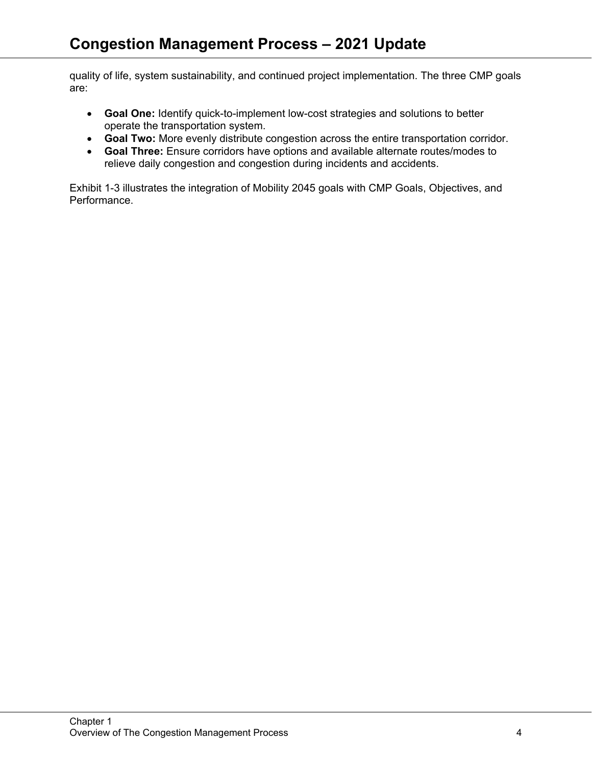quality of life, system sustainability, and continued project implementation. The three CMP goals are:

- **Goal One:** Identify quick-to-implement low-cost strategies and solutions to better operate the transportation system.
- **Goal Two:** More evenly distribute congestion across the entire transportation corridor.
- **Goal Three:** Ensure corridors have options and available alternate routes/modes to relieve daily congestion and congestion during incidents and accidents.

Exhibit 1-3 illustrates the integration of Mobility 2045 goals with CMP Goals, Objectives, and Performance.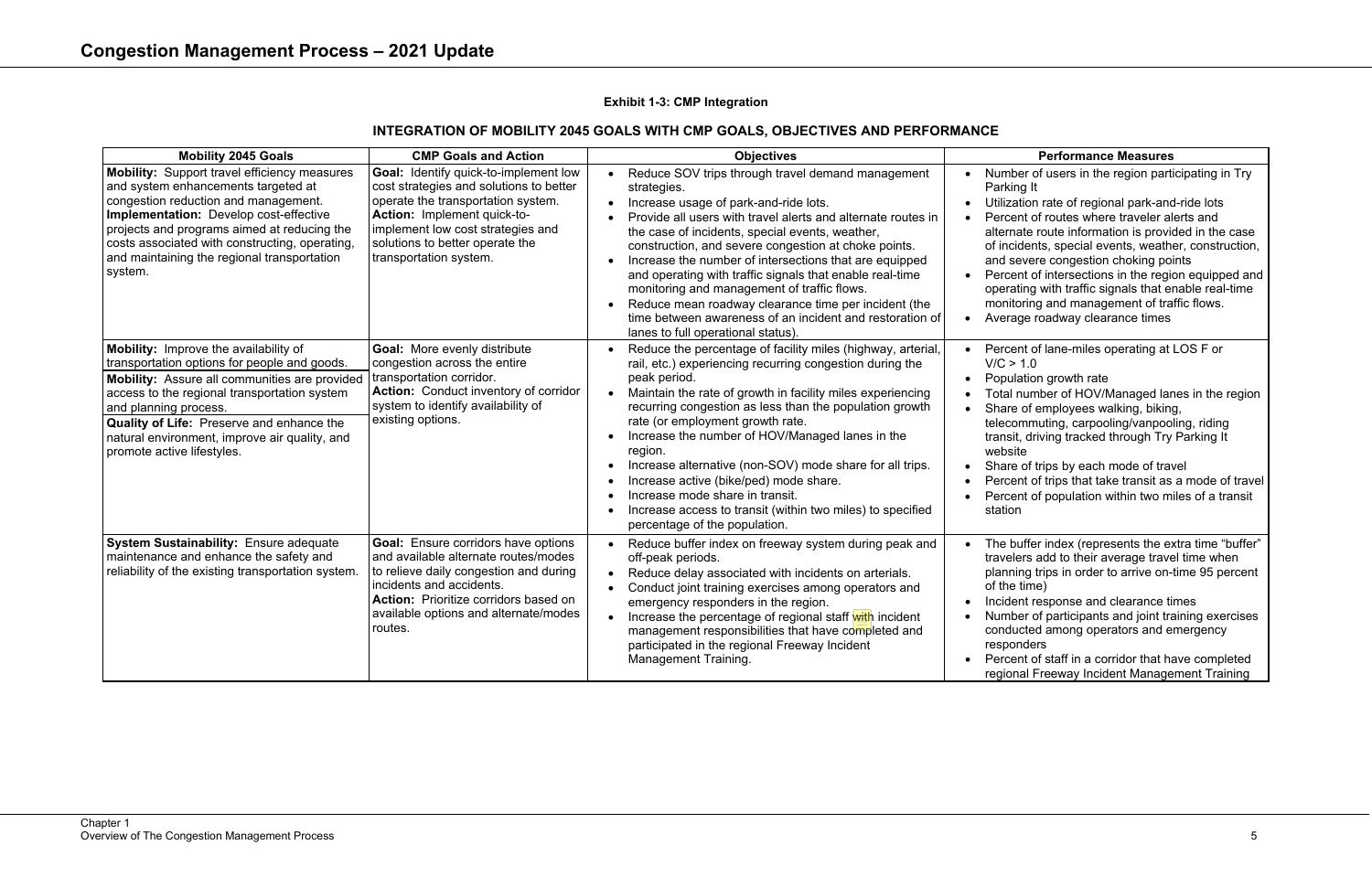**Exhibit 1-3: CMP Integration**

**INTEGRATION OF MOBILITY 2045 GOALS WITH CMP GOALS, OBJECTIVES AND PERFORMANCE**

| Mobility 2045 Goals | CMP Goals and Action | Objectives | Performance Measures |
|---|---|---|---|
| **Mobility:** Support travel efficiency measures and system enhancements targeted at congestion reduction and management.<br>**Implementation:** Develop cost-effective projects and programs aimed at reducing the costs associated with constructing, operating, and maintaining the regional transportation system. | **Goal:** Identify quick-to-implement low cost strategies and solutions to better operate the transportation system.<br>**Action:** Implement quick-to-implement low cost strategies and solutions to better operate the transportation system. | • Reduce SOV trips through travel demand management strategies.<br>• Increase usage of park-and-ride lots.<br>• Provide all users with travel alerts and alternate routes in the case of incidents, special events, weather, construction, and severe congestion at choke points.<br>• Increase the number of intersections that are equipped and operating with traffic signals that enable real-time monitoring and management of traffic flows.<br>• Reduce mean roadway clearance time per incident (the time between awareness of an incident and restoration of lanes to full operational status). | • Number of users in the region participating in Try Parking It<br>• Utilization rate of regional park-and-ride lots<br>• Percent of routes where traveler alerts and alternate route information is provided in the case of incidents, special events, weather, construction, and severe congestion choking points<br>• Percent of intersections in the region equipped and operating with traffic signals that enable real-time monitoring and management of traffic flows.<br>• Average roadway clearance times |
| **Mobility:** Improve the availability of transportation options for people and goods.<br>**Mobility:** Assure all communities are provided access to the regional transportation system and planning process.<br>**Quality of Life:** Preserve and enhance the natural environment, improve air quality, and promote active lifestyles. | **Goal:** More evenly distribute congestion across the entire transportation corridor.<br>**Action:** Conduct inventory of corridor system to identify availability of existing options. | • Reduce the percentage of facility miles (highway, arterial, rail, etc.) experiencing recurring congestion during the peak period.<br>• Maintain the rate of growth in facility miles experiencing recurring congestion as less than the population growth rate (or employment growth rate.<br>• Increase the number of HOV/Managed lanes in the region.<br>• Increase alternative (non-SOV) mode share for all trips.<br>• Increase active (bike/ped) mode share.<br>• Increase mode share in transit.<br>• Increase access to transit (within two miles) to specified percentage of the population. | • Percent of lane-miles operating at LOS F or V/C > 1.0<br>• Population growth rate<br>• Total number of HOV/Managed lanes in the region<br>• Share of employees walking, biking, telecommuting, carpooling/vanpooling, riding transit, driving tracked through Try Parking It website<br>• Share of trips by each mode of travel<br>• Percent of trips that take transit as a mode of travel<br>• Percent of population within two miles of a transit station |
| **System Sustainability:** Ensure adequate maintenance and enhance the safety and reliability of the existing transportation system. | **Goal:** Ensure corridors have options and available alternate routes/modes to relieve daily congestion and during incidents and accidents.<br>**Action:** Prioritize corridors based on available options and alternate/modes routes. | • Reduce buffer index on freeway system during peak and off-peak periods.<br>• Reduce delay associated with incidents on arterials.<br>• Conduct joint training exercises among operators and emergency responders in the region.<br>• Increase the percentage of regional staff with incident management responsibilities that have completed and participated in the regional Freeway Incident Management Training. | • The buffer index (represents the extra time "buffer" travelers add to their average travel time when planning trips in order to arrive on-time 95 percent of the time)<br>• Incident response and clearance times<br>• Number of participants and joint training exercises conducted among operators and emergency responders<br>• Percent of staff in a corridor that have completed regional Freeway Incident Management Training |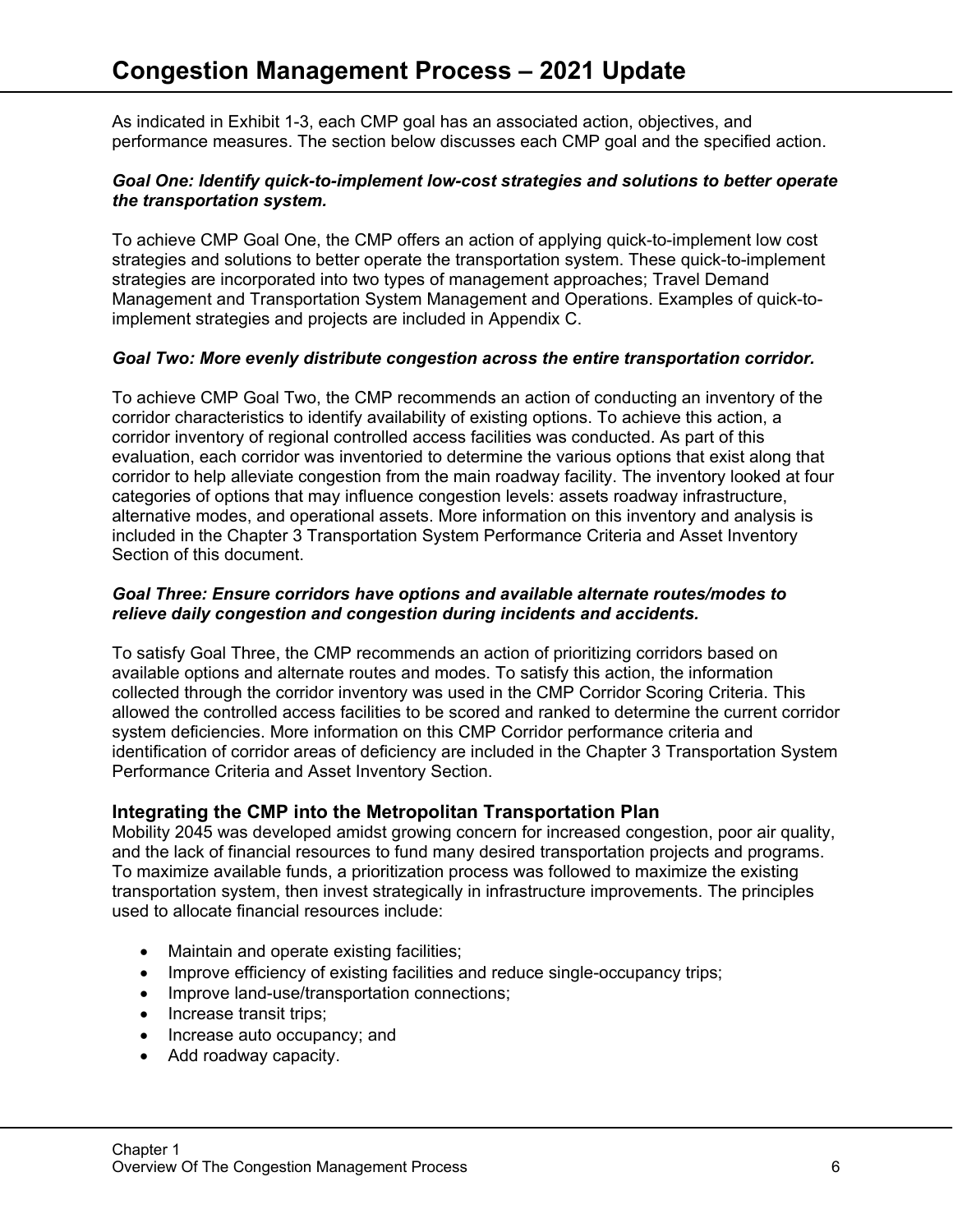As indicated in Exhibit 1-3, each CMP goal has an associated action, objectives, and performance measures. The section below discusses each CMP goal and the specified action.

***Goal One: Identify quick-to-implement low-cost strategies and solutions to better operate the transportation system.***

To achieve CMP Goal One, the CMP offers an action of applying quick-to-implement low cost strategies and solutions to better operate the transportation system. These quick-to-implement strategies are incorporated into two types of management approaches; Travel Demand Management and Transportation System Management and Operations. Examples of quick-to-implement strategies and projects are included in Appendix C.

***Goal Two: More evenly distribute congestion across the entire transportation corridor.***

To achieve CMP Goal Two, the CMP recommends an action of conducting an inventory of the corridor characteristics to identify availability of existing options. To achieve this action, a corridor inventory of regional controlled access facilities was conducted. As part of this evaluation, each corridor was inventoried to determine the various options that exist along that corridor to help alleviate congestion from the main roadway facility. The inventory looked at four categories of options that may influence congestion levels: assets roadway infrastructure, alternative modes, and operational assets. More information on this inventory and analysis is included in the Chapter 3 Transportation System Performance Criteria and Asset Inventory Section of this document.

***Goal Three: Ensure corridors have options and available alternate routes/modes to relieve daily congestion and congestion during incidents and accidents.***

To satisfy Goal Three, the CMP recommends an action of prioritizing corridors based on available options and alternate routes and modes. To satisfy this action, the information collected through the corridor inventory was used in the CMP Corridor Scoring Criteria. This allowed the controlled access facilities to be scored and ranked to determine the current corridor system deficiencies. More information on this CMP Corridor performance criteria and identification of corridor areas of deficiency are included in the Chapter 3 Transportation System Performance Criteria and Asset Inventory Section.

### Integrating the CMP into the Metropolitan Transportation Plan

Mobility 2045 was developed amidst growing concern for increased congestion, poor air quality, and the lack of financial resources to fund many desired transportation projects and programs. To maximize available funds, a prioritization process was followed to maximize the existing transportation system, then invest strategically in infrastructure improvements. The principles used to allocate financial resources include:

- Maintain and operate existing facilities;
- Improve efficiency of existing facilities and reduce single-occupancy trips;
- Improve land-use/transportation connections;
- Increase transit trips;
- Increase auto occupancy; and
- Add roadway capacity.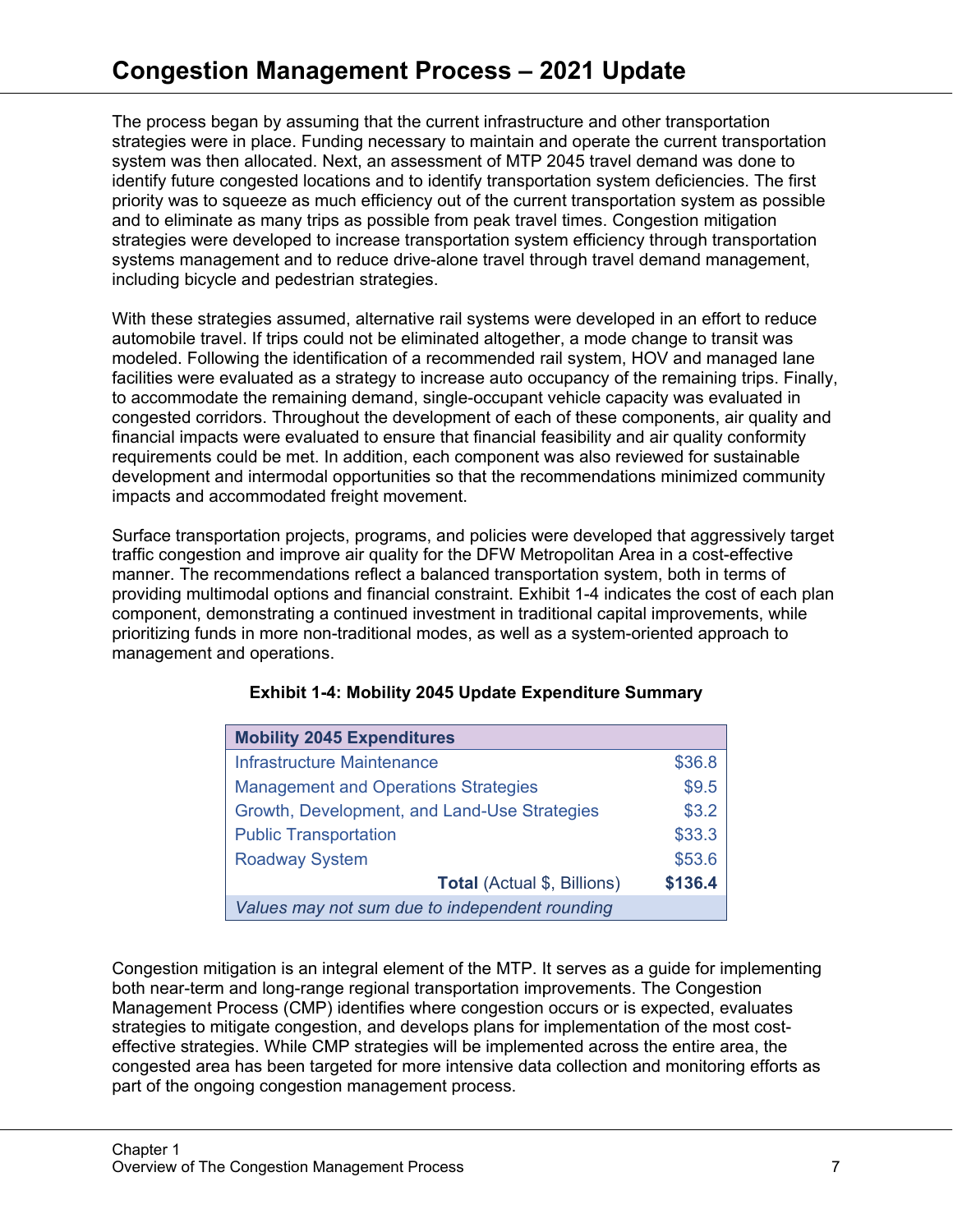The process began by assuming that the current infrastructure and other transportation strategies were in place. Funding necessary to maintain and operate the current transportation system was then allocated. Next, an assessment of MTP 2045 travel demand was done to identify future congested locations and to identify transportation system deficiencies. The first priority was to squeeze as much efficiency out of the current transportation system as possible and to eliminate as many trips as possible from peak travel times. Congestion mitigation strategies were developed to increase transportation system efficiency through transportation systems management and to reduce drive-alone travel through travel demand management, including bicycle and pedestrian strategies.

With these strategies assumed, alternative rail systems were developed in an effort to reduce automobile travel. If trips could not be eliminated altogether, a mode change to transit was modeled. Following the identification of a recommended rail system, HOV and managed lane facilities were evaluated as a strategy to increase auto occupancy of the remaining trips. Finally, to accommodate the remaining demand, single-occupant vehicle capacity was evaluated in congested corridors. Throughout the development of each of these components, air quality and financial impacts were evaluated to ensure that financial feasibility and air quality conformity requirements could be met. In addition, each component was also reviewed for sustainable development and intermodal opportunities so that the recommendations minimized community impacts and accommodated freight movement.

Surface transportation projects, programs, and policies were developed that aggressively target traffic congestion and improve air quality for the DFW Metropolitan Area in a cost-effective manner. The recommendations reflect a balanced transportation system, both in terms of providing multimodal options and financial constraint. Exhibit 1-4 indicates the cost of each plan component, demonstrating a continued investment in traditional capital improvements, while prioritizing funds in more non-traditional modes, as well as a system-oriented approach to management and operations.

**Exhibit 1-4: Mobility 2045 Update Expenditure Summary**

| Mobility 2045 Expenditures | |
|---|---|
| Infrastructure Maintenance | $36.8 |
| Management and Operations Strategies | $9.5 |
| Growth, Development, and Land-Use Strategies | $3.2 |
| Public Transportation | $33.3 |
| Roadway System | $53.6 |
| **Total** (Actual $, Billions) | **$136.4** |
| *Values may not sum due to independent rounding* | |

Congestion mitigation is an integral element of the MTP. It serves as a guide for implementing both near-term and long-range regional transportation improvements. The Congestion Management Process (CMP) identifies where congestion occurs or is expected, evaluates strategies to mitigate congestion, and develops plans for implementation of the most cost-effective strategies. While CMP strategies will be implemented across the entire area, the congested area has been targeted for more intensive data collection and monitoring efforts as part of the ongoing congestion management process.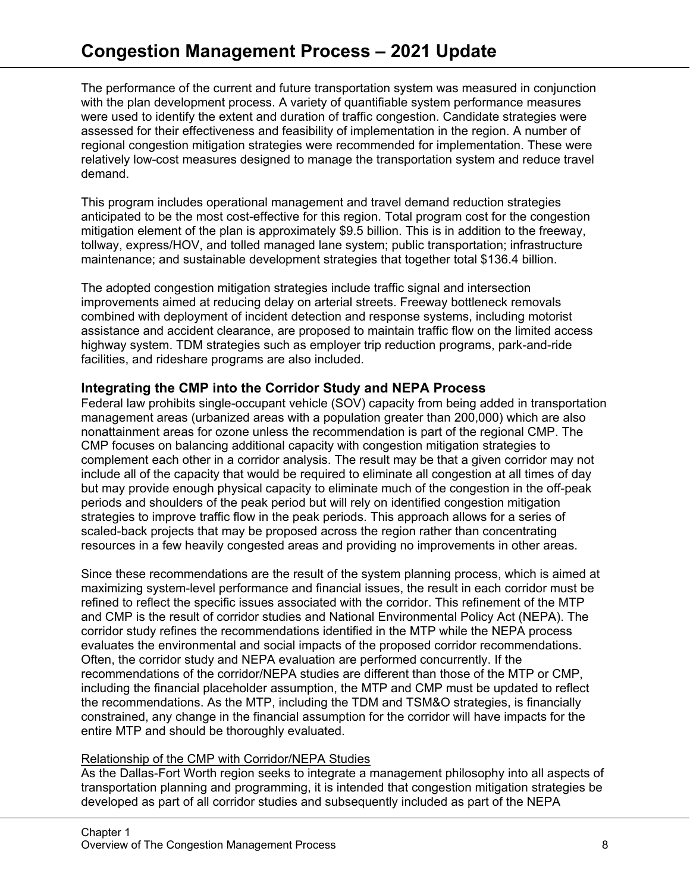The performance of the current and future transportation system was measured in conjunction with the plan development process. A variety of quantifiable system performance measures were used to identify the extent and duration of traffic congestion. Candidate strategies were assessed for their effectiveness and feasibility of implementation in the region. A number of regional congestion mitigation strategies were recommended for implementation. These were relatively low-cost measures designed to manage the transportation system and reduce travel demand.

This program includes operational management and travel demand reduction strategies anticipated to be the most cost-effective for this region. Total program cost for the congestion mitigation element of the plan is approximately $9.5 billion. This is in addition to the freeway, tollway, express/HOV, and tolled managed lane system; public transportation; infrastructure maintenance; and sustainable development strategies that together total $136.4 billion.

The adopted congestion mitigation strategies include traffic signal and intersection improvements aimed at reducing delay on arterial streets. Freeway bottleneck removals combined with deployment of incident detection and response systems, including motorist assistance and accident clearance, are proposed to maintain traffic flow on the limited access highway system. TDM strategies such as employer trip reduction programs, park-and-ride facilities, and rideshare programs are also included.

### Integrating the CMP into the Corridor Study and NEPA Process

Federal law prohibits single-occupant vehicle (SOV) capacity from being added in transportation management areas (urbanized areas with a population greater than 200,000) which are also nonattainment areas for ozone unless the recommendation is part of the regional CMP. The CMP focuses on balancing additional capacity with congestion mitigation strategies to complement each other in a corridor analysis. The result may be that a given corridor may not include all of the capacity that would be required to eliminate all congestion at all times of day but may provide enough physical capacity to eliminate much of the congestion in the off-peak periods and shoulders of the peak period but will rely on identified congestion mitigation strategies to improve traffic flow in the peak periods. This approach allows for a series of scaled-back projects that may be proposed across the region rather than concentrating resources in a few heavily congested areas and providing no improvements in other areas.

Since these recommendations are the result of the system planning process, which is aimed at maximizing system-level performance and financial issues, the result in each corridor must be refined to reflect the specific issues associated with the corridor. This refinement of the MTP and CMP is the result of corridor studies and National Environmental Policy Act (NEPA). The corridor study refines the recommendations identified in the MTP while the NEPA process evaluates the environmental and social impacts of the proposed corridor recommendations. Often, the corridor study and NEPA evaluation are performed concurrently. If the recommendations of the corridor/NEPA studies are different than those of the MTP or CMP, including the financial placeholder assumption, the MTP and CMP must be updated to reflect the recommendations. As the MTP, including the TDM and TSM&O strategies, is financially constrained, any change in the financial assumption for the corridor will have impacts for the entire MTP and should be thoroughly evaluated.

Relationship of the CMP with Corridor/NEPA Studies

As the Dallas-Fort Worth region seeks to integrate a management philosophy into all aspects of transportation planning and programming, it is intended that congestion mitigation strategies be developed as part of all corridor studies and subsequently included as part of the NEPA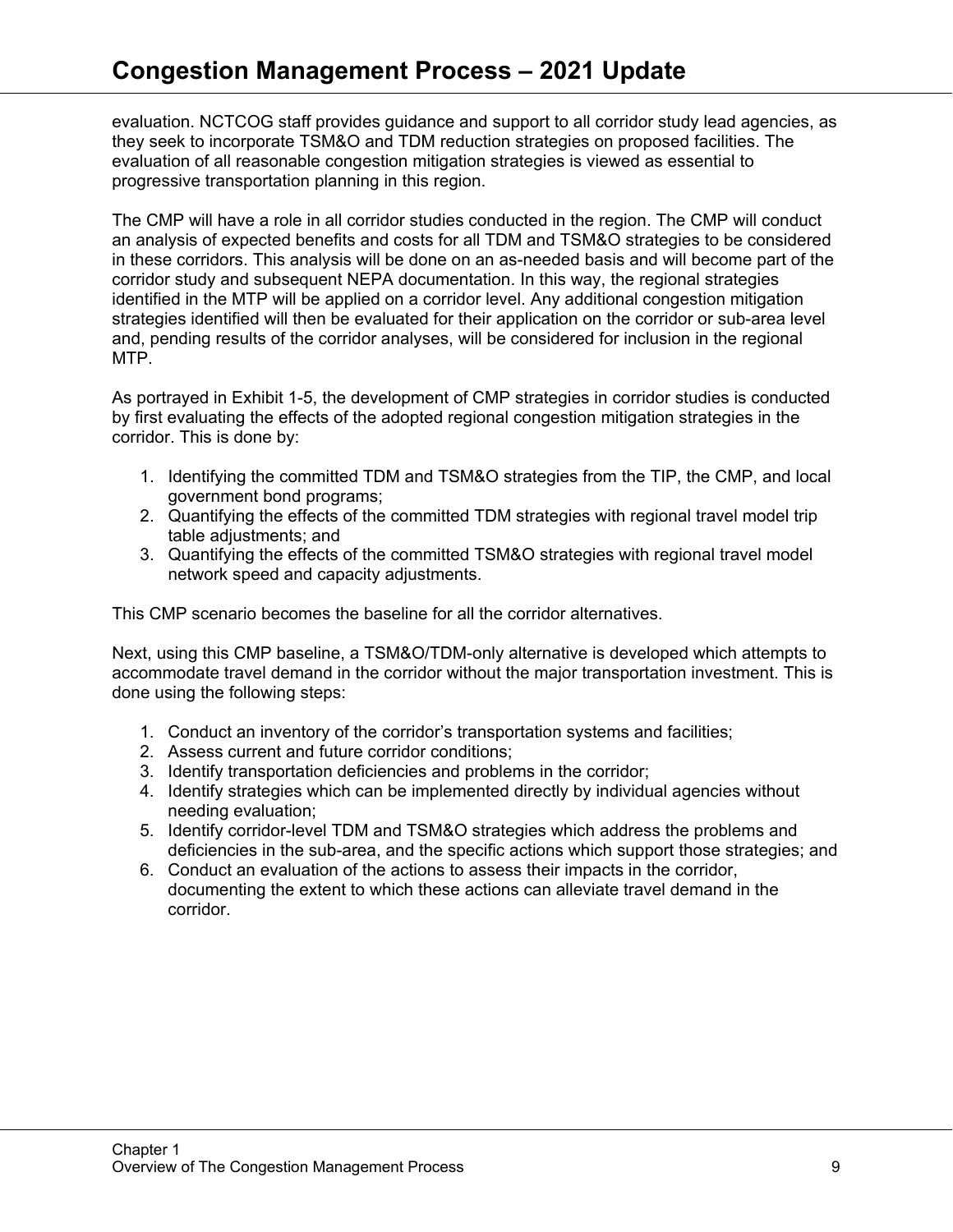evaluation. NCTCOG staff provides guidance and support to all corridor study lead agencies, as they seek to incorporate TSM&O and TDM reduction strategies on proposed facilities. The evaluation of all reasonable congestion mitigation strategies is viewed as essential to progressive transportation planning in this region.

The CMP will have a role in all corridor studies conducted in the region. The CMP will conduct an analysis of expected benefits and costs for all TDM and TSM&O strategies to be considered in these corridors. This analysis will be done on an as-needed basis and will become part of the corridor study and subsequent NEPA documentation. In this way, the regional strategies identified in the MTP will be applied on a corridor level. Any additional congestion mitigation strategies identified will then be evaluated for their application on the corridor or sub-area level and, pending results of the corridor analyses, will be considered for inclusion in the regional MTP.

As portrayed in Exhibit 1-5, the development of CMP strategies in corridor studies is conducted by first evaluating the effects of the adopted regional congestion mitigation strategies in the corridor. This is done by:

1. Identifying the committed TDM and TSM&O strategies from the TIP, the CMP, and local government bond programs;
2. Quantifying the effects of the committed TDM strategies with regional travel model trip table adjustments; and
3. Quantifying the effects of the committed TSM&O strategies with regional travel model network speed and capacity adjustments.

This CMP scenario becomes the baseline for all the corridor alternatives.

Next, using this CMP baseline, a TSM&O/TDM-only alternative is developed which attempts to accommodate travel demand in the corridor without the major transportation investment. This is done using the following steps:

1. Conduct an inventory of the corridor's transportation systems and facilities;
2. Assess current and future corridor conditions;
3. Identify transportation deficiencies and problems in the corridor;
4. Identify strategies which can be implemented directly by individual agencies without needing evaluation;
5. Identify corridor-level TDM and TSM&O strategies which address the problems and deficiencies in the sub-area, and the specific actions which support those strategies; and
6. Conduct an evaluation of the actions to assess their impacts in the corridor, documenting the extent to which these actions can alleviate travel demand in the corridor.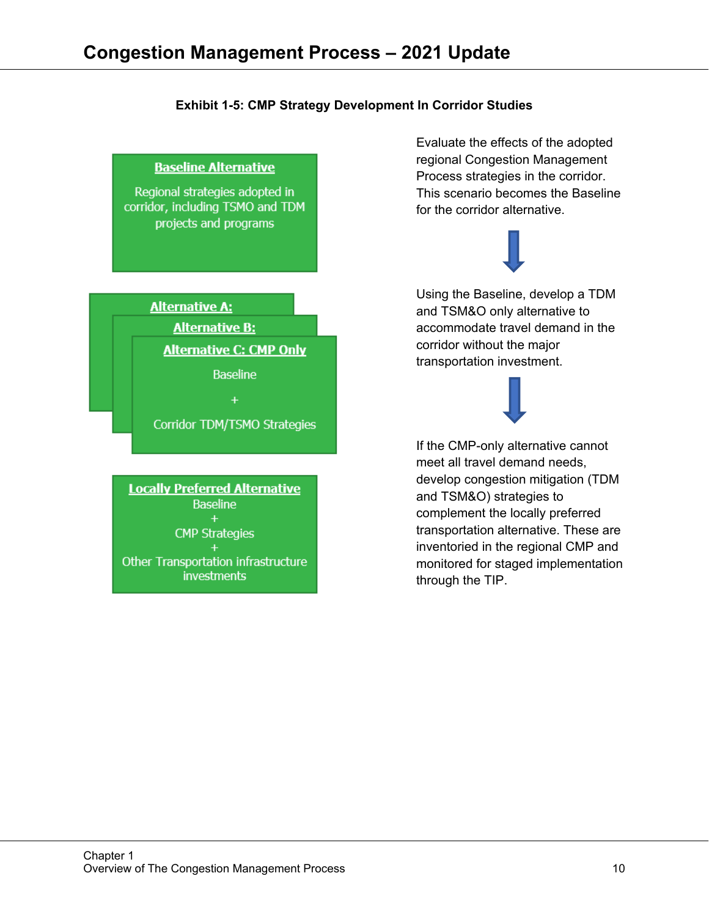**Exhibit 1-5: CMP Strategy Development In Corridor Studies**

**Baseline Alternative**

Regional strategies adopted in corridor, including TSMO and TDM projects and programs

Evaluate the effects of the adopted regional Congestion Management Process strategies in the corridor. This scenario becomes the Baseline for the corridor alternative.

**Alternative A:**

**Alternative B:**

**Alternative C: CMP Only**

Baseline

\+

Corridor TDM/TSMO Strategies

Using the Baseline, develop a TDM and TSM&O only alternative to accommodate travel demand in the corridor without the major transportation investment.

**Locally Preferred Alternative**

Baseline

\+

CMP Strategies

\+

Other Transportation infrastructure investments

If the CMP-only alternative cannot meet all travel demand needs, develop congestion mitigation (TDM and TSM&O) strategies to complement the locally preferred transportation alternative. These are inventoried in the regional CMP and monitored for staged implementation through the TIP.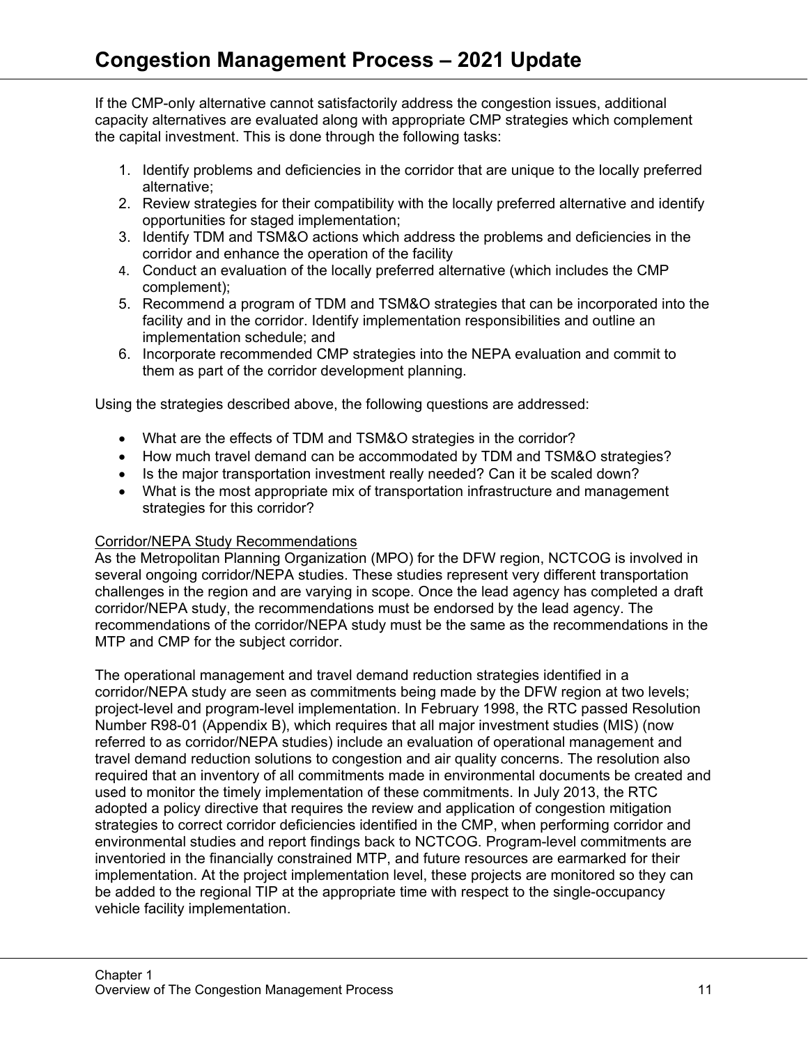If the CMP-only alternative cannot satisfactorily address the congestion issues, additional capacity alternatives are evaluated along with appropriate CMP strategies which complement the capital investment. This is done through the following tasks:

1. Identify problems and deficiencies in the corridor that are unique to the locally preferred alternative;
2. Review strategies for their compatibility with the locally preferred alternative and identify opportunities for staged implementation;
3. Identify TDM and TSM&O actions which address the problems and deficiencies in the corridor and enhance the operation of the facility
4. Conduct an evaluation of the locally preferred alternative (which includes the CMP complement);
5. Recommend a program of TDM and TSM&O strategies that can be incorporated into the facility and in the corridor. Identify implementation responsibilities and outline an implementation schedule; and
6. Incorporate recommended CMP strategies into the NEPA evaluation and commit to them as part of the corridor development planning.

Using the strategies described above, the following questions are addressed:

- What are the effects of TDM and TSM&O strategies in the corridor?
- How much travel demand can be accommodated by TDM and TSM&O strategies?
- Is the major transportation investment really needed? Can it be scaled down?
- What is the most appropriate mix of transportation infrastructure and management strategies for this corridor?

<u>Corridor/NEPA Study Recommendations</u>

As the Metropolitan Planning Organization (MPO) for the DFW region, NCTCOG is involved in several ongoing corridor/NEPA studies. These studies represent very different transportation challenges in the region and are varying in scope. Once the lead agency has completed a draft corridor/NEPA study, the recommendations must be endorsed by the lead agency. The recommendations of the corridor/NEPA study must be the same as the recommendations in the MTP and CMP for the subject corridor.

The operational management and travel demand reduction strategies identified in a corridor/NEPA study are seen as commitments being made by the DFW region at two levels; project-level and program-level implementation. In February 1998, the RTC passed Resolution Number R98-01 (Appendix B), which requires that all major investment studies (MIS) (now referred to as corridor/NEPA studies) include an evaluation of operational management and travel demand reduction solutions to congestion and air quality concerns. The resolution also required that an inventory of all commitments made in environmental documents be created and used to monitor the timely implementation of these commitments. In July 2013, the RTC adopted a policy directive that requires the review and application of congestion mitigation strategies to correct corridor deficiencies identified in the CMP, when performing corridor and environmental studies and report findings back to NCTCOG. Program-level commitments are inventoried in the financially constrained MTP, and future resources are earmarked for their implementation. At the project implementation level, these projects are monitored so they can be added to the regional TIP at the appropriate time with respect to the single-occupancy vehicle facility implementation.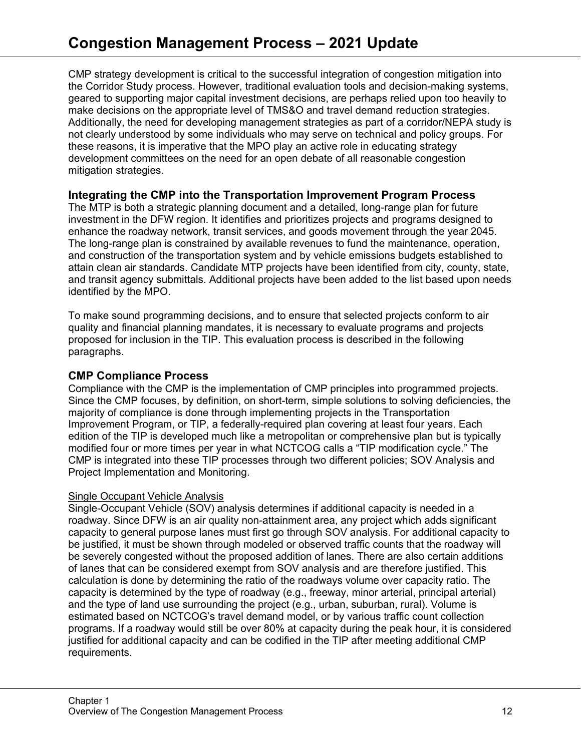CMP strategy development is critical to the successful integration of congestion mitigation into the Corridor Study process. However, traditional evaluation tools and decision-making systems, geared to supporting major capital investment decisions, are perhaps relied upon too heavily to make decisions on the appropriate level of TMS&O and travel demand reduction strategies. Additionally, the need for developing management strategies as part of a corridor/NEPA study is not clearly understood by some individuals who may serve on technical and policy groups. For these reasons, it is imperative that the MPO play an active role in educating strategy development committees on the need for an open debate of all reasonable congestion mitigation strategies.

### Integrating the CMP into the Transportation Improvement Program Process

The MTP is both a strategic planning document and a detailed, long-range plan for future investment in the DFW region. It identifies and prioritizes projects and programs designed to enhance the roadway network, transit services, and goods movement through the year 2045. The long-range plan is constrained by available revenues to fund the maintenance, operation, and construction of the transportation system and by vehicle emissions budgets established to attain clean air standards. Candidate MTP projects have been identified from city, county, state, and transit agency submittals. Additional projects have been added to the list based upon needs identified by the MPO.

To make sound programming decisions, and to ensure that selected projects conform to air quality and financial planning mandates, it is necessary to evaluate programs and projects proposed for inclusion in the TIP. This evaluation process is described in the following paragraphs.

### CMP Compliance Process

Compliance with the CMP is the implementation of CMP principles into programmed projects. Since the CMP focuses, by definition, on short-term, simple solutions to solving deficiencies, the majority of compliance is done through implementing projects in the Transportation Improvement Program, or TIP, a federally-required plan covering at least four years. Each edition of the TIP is developed much like a metropolitan or comprehensive plan but is typically modified four or more times per year in what NCTCOG calls a "TIP modification cycle." The CMP is integrated into these TIP processes through two different policies; SOV Analysis and Project Implementation and Monitoring.

#### Single Occupant Vehicle Analysis

Single-Occupant Vehicle (SOV) analysis determines if additional capacity is needed in a roadway. Since DFW is an air quality non-attainment area, any project which adds significant capacity to general purpose lanes must first go through SOV analysis. For additional capacity to be justified, it must be shown through modeled or observed traffic counts that the roadway will be severely congested without the proposed addition of lanes. There are also certain additions of lanes that can be considered exempt from SOV analysis and are therefore justified. This calculation is done by determining the ratio of the roadways volume over capacity ratio. The capacity is determined by the type of roadway (e.g., freeway, minor arterial, principal arterial) and the type of land use surrounding the project (e.g., urban, suburban, rural). Volume is estimated based on NCTCOG's travel demand model, or by various traffic count collection programs. If a roadway would still be over 80% at capacity during the peak hour, it is considered justified for additional capacity and can be codified in the TIP after meeting additional CMP requirements.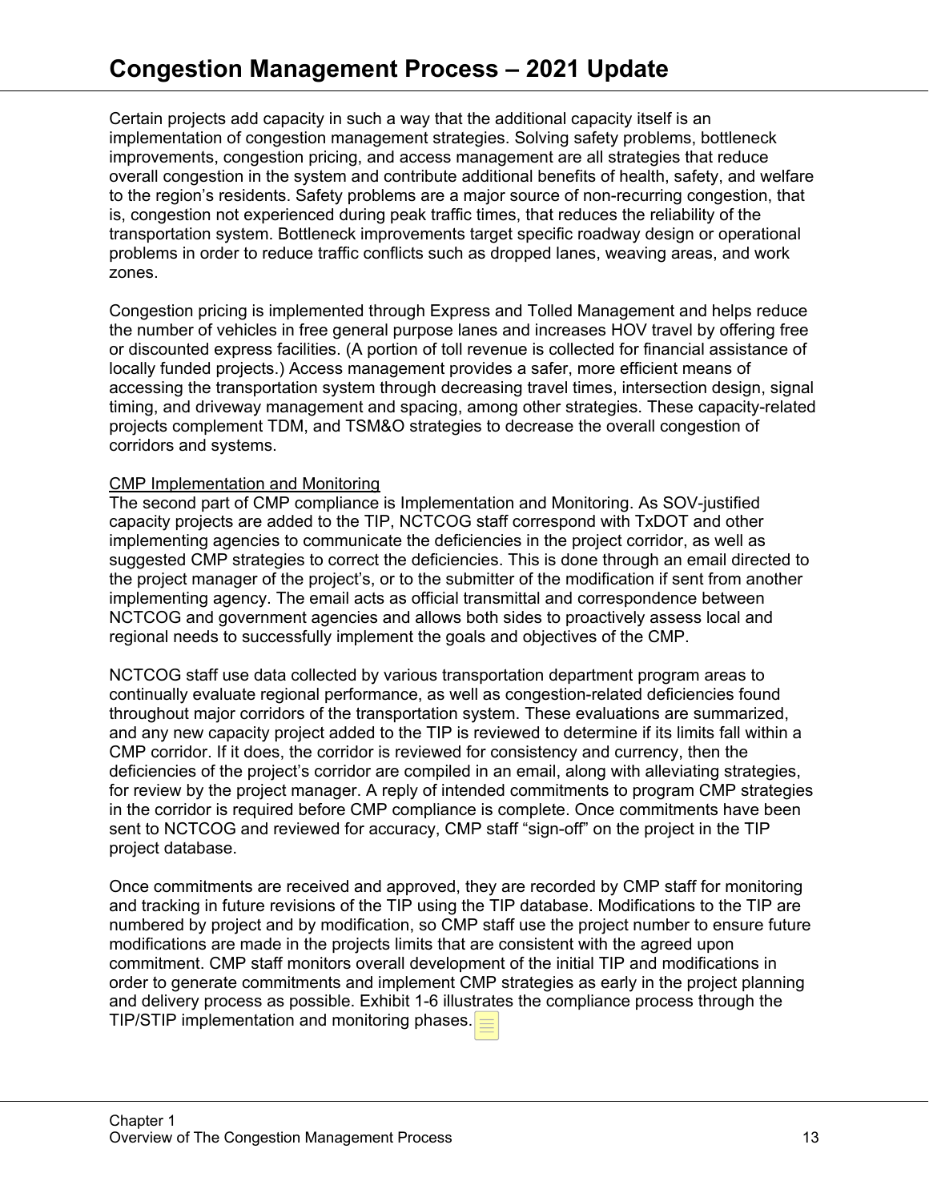Certain projects add capacity in such a way that the additional capacity itself is an implementation of congestion management strategies. Solving safety problems, bottleneck improvements, congestion pricing, and access management are all strategies that reduce overall congestion in the system and contribute additional benefits of health, safety, and welfare to the region's residents. Safety problems are a major source of non-recurring congestion, that is, congestion not experienced during peak traffic times, that reduces the reliability of the transportation system. Bottleneck improvements target specific roadway design or operational problems in order to reduce traffic conflicts such as dropped lanes, weaving areas, and work zones.

Congestion pricing is implemented through Express and Tolled Management and helps reduce the number of vehicles in free general purpose lanes and increases HOV travel by offering free or discounted express facilities. (A portion of toll revenue is collected for financial assistance of locally funded projects.) Access management provides a safer, more efficient means of accessing the transportation system through decreasing travel times, intersection design, signal timing, and driveway management and spacing, among other strategies. These capacity-related projects complement TDM, and TSM&O strategies to decrease the overall congestion of corridors and systems.

CMP Implementation and Monitoring

The second part of CMP compliance is Implementation and Monitoring. As SOV-justified capacity projects are added to the TIP, NCTCOG staff correspond with TxDOT and other implementing agencies to communicate the deficiencies in the project corridor, as well as suggested CMP strategies to correct the deficiencies. This is done through an email directed to the project manager of the project's, or to the submitter of the modification if sent from another implementing agency. The email acts as official transmittal and correspondence between NCTCOG and government agencies and allows both sides to proactively assess local and regional needs to successfully implement the goals and objectives of the CMP.

NCTCOG staff use data collected by various transportation department program areas to continually evaluate regional performance, as well as congestion-related deficiencies found throughout major corridors of the transportation system. These evaluations are summarized, and any new capacity project added to the TIP is reviewed to determine if its limits fall within a CMP corridor. If it does, the corridor is reviewed for consistency and currency, then the deficiencies of the project's corridor are compiled in an email, along with alleviating strategies, for review by the project manager. A reply of intended commitments to program CMP strategies in the corridor is required before CMP compliance is complete. Once commitments have been sent to NCTCOG and reviewed for accuracy, CMP staff "sign-off" on the project in the TIP project database.

Once commitments are received and approved, they are recorded by CMP staff for monitoring and tracking in future revisions of the TIP using the TIP database. Modifications to the TIP are numbered by project and by modification, so CMP staff use the project number to ensure future modifications are made in the projects limits that are consistent with the agreed upon commitment. CMP staff monitors overall development of the initial TIP and modifications in order to generate commitments and implement CMP strategies as early in the project planning and delivery process as possible. Exhibit 1-6 illustrates the compliance process through the TIP/STIP implementation and monitoring phases.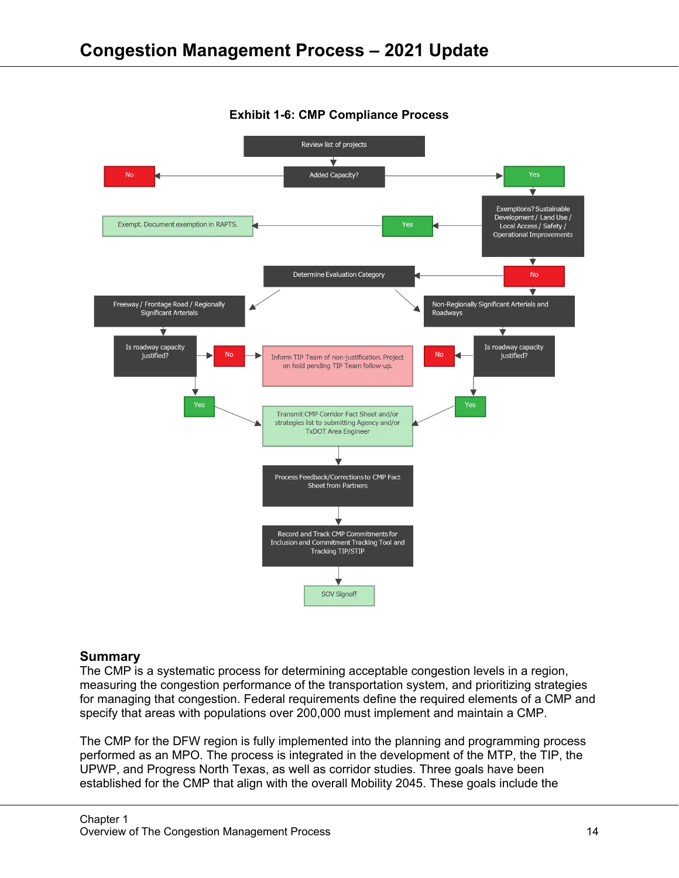**Exhibit 1-6: CMP Compliance Process**

Review list of projects

Added Capacity?

No

Yes

Exemptions? Sustainable Development / Land Use / Local Access / Safety / Operational Improvements

Yes

Exempt. Document exemption in RAPTS.

No

Determine Evaluation Category

Freeway / Frontage Road / Regionally Significant Arterials

Non-Regionally Significant Arterials and Roadways

Is roadway capacity justified?

No

Inform TIP Team of non-justification. Project on hold pending TIP Team follow-up.

No

Is roadway capacity justified?

Yes

Transmit CMP Corridor Fact Sheet and/or strategies list to submitting Agency and/or TxDOT Area Engineer

Yes

Process Feedback/Corrections to CMP Fact Sheet from Partners

Record and Track CMP Commitments for Inclusion and Commitment Tracking Tool and Tracking TIP/STIP

SOV Signoff

## Summary

The CMP is a systematic process for determining acceptable congestion levels in a region, measuring the congestion performance of the transportation system, and prioritizing strategies for managing that congestion. Federal requirements define the required elements of a CMP and specify that areas with populations over 200,000 must implement and maintain a CMP.

The CMP for the DFW region is fully implemented into the planning and programming process performed as an MPO. The process is integrated in the development of the MTP, the TIP, the UPWP, and Progress North Texas, as well as corridor studies. Three goals have been established for the CMP that align with the overall Mobility 2045. These goals include the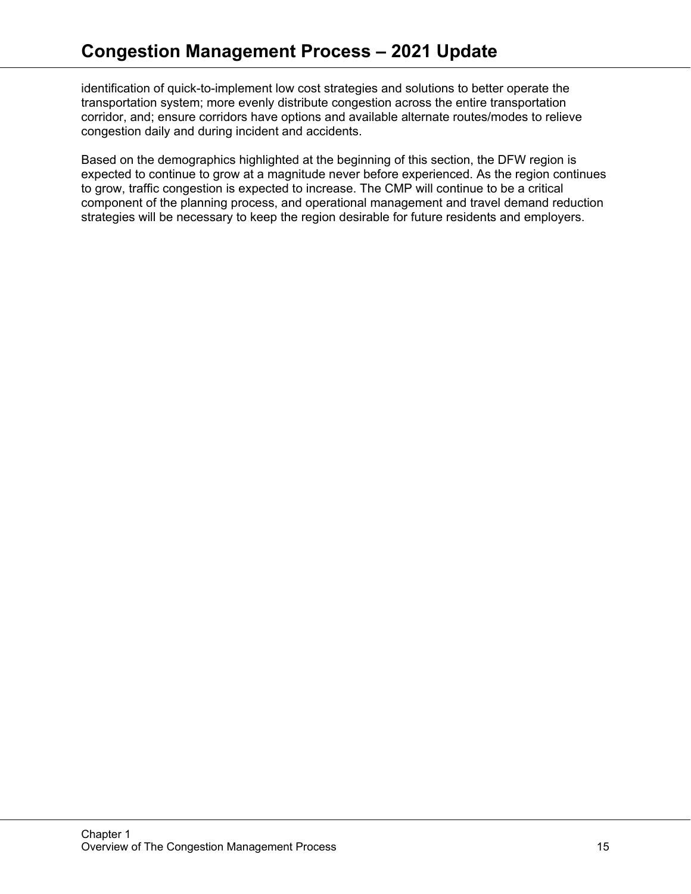identification of quick-to-implement low cost strategies and solutions to better operate the transportation system; more evenly distribute congestion across the entire transportation corridor, and; ensure corridors have options and available alternate routes/modes to relieve congestion daily and during incident and accidents.

Based on the demographics highlighted at the beginning of this section, the DFW region is expected to continue to grow at a magnitude never before experienced. As the region continues to grow, traffic congestion is expected to increase. The CMP will continue to be a critical component of the planning process, and operational management and travel demand reduction strategies will be necessary to keep the region desirable for future residents and employers.